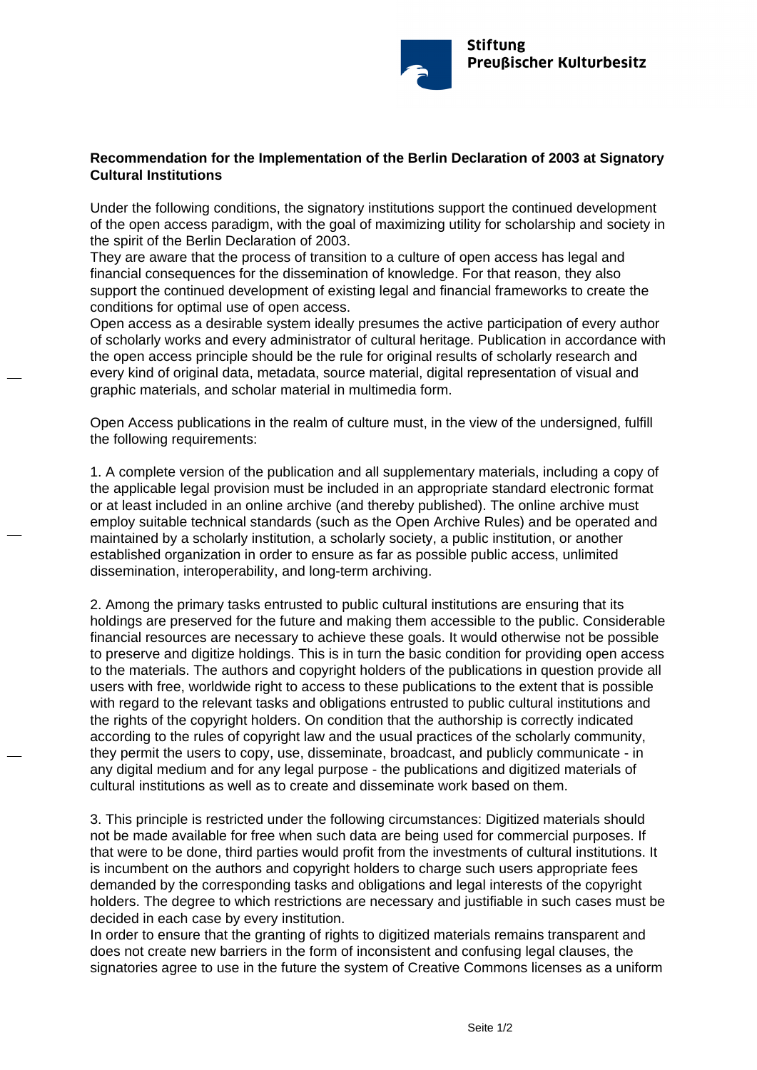Stiftung Preußischer Kulturbesitz

**Recommendation for the Implementation of the Berlin Declaration of 2003 at Signatory Cultural Institutions**

Under the following conditions, the signatory institutions support the continued development of the open access paradigm, with the goal of maximizing utility for scholarship and society in the spirit of the Berlin Declaration of 2003.
They are aware that the process of transition to a culture of open access has legal and financial consequences for the dissemination of knowledge. For that reason, they also support the continued development of existing legal and financial frameworks to create the conditions for optimal use of open access.
Open access as a desirable system ideally presumes the active participation of every author of scholarly works and every administrator of cultural heritage. Publication in accordance with the open access principle should be the rule for original results of scholarly research and every kind of original data, metadata, source material, digital representation of visual and graphic materials, and scholar material in multimedia form.

Open Access publications in the realm of culture must, in the view of the undersigned, fulfill the following requirements:

1. A complete version of the publication and all supplementary materials, including a copy of the applicable legal provision must be included in an appropriate standard electronic format or at least included in an online archive (and thereby published). The online archive must employ suitable technical standards (such as the Open Archive Rules) and be operated and maintained by a scholarly institution, a scholarly society, a public institution, or another established organization in order to ensure as far as possible public access, unlimited dissemination, interoperability, and long-term archiving.

2. Among the primary tasks entrusted to public cultural institutions are ensuring that its holdings are preserved for the future and making them accessible to the public. Considerable financial resources are necessary to achieve these goals. It would otherwise not be possible to preserve and digitize holdings. This is in turn the basic condition for providing open access to the materials. The authors and copyright holders of the publications in question provide all users with free, worldwide right to access to these publications to the extent that is possible with regard to the relevant tasks and obligations entrusted to public cultural institutions and the rights of the copyright holders. On condition that the authorship is correctly indicated according to the rules of copyright law and the usual practices of the scholarly community, they permit the users to copy, use, disseminate, broadcast, and publicly communicate - in any digital medium and for any legal purpose - the publications and digitized materials of cultural institutions as well as to create and disseminate work based on them.

3. This principle is restricted under the following circumstances: Digitized materials should not be made available for free when such data are being used for commercial purposes. If that were to be done, third parties would profit from the investments of cultural institutions. It is incumbent on the authors and copyright holders to charge such users appropriate fees demanded by the corresponding tasks and obligations and legal interests of the copyright holders. The degree to which restrictions are necessary and justifiable in such cases must be decided in each case by every institution.
In order to ensure that the granting of rights to digitized materials remains transparent and does not create new barriers in the form of inconsistent and confusing legal clauses, the signatories agree to use in the future the system of Creative Commons licenses as a uniform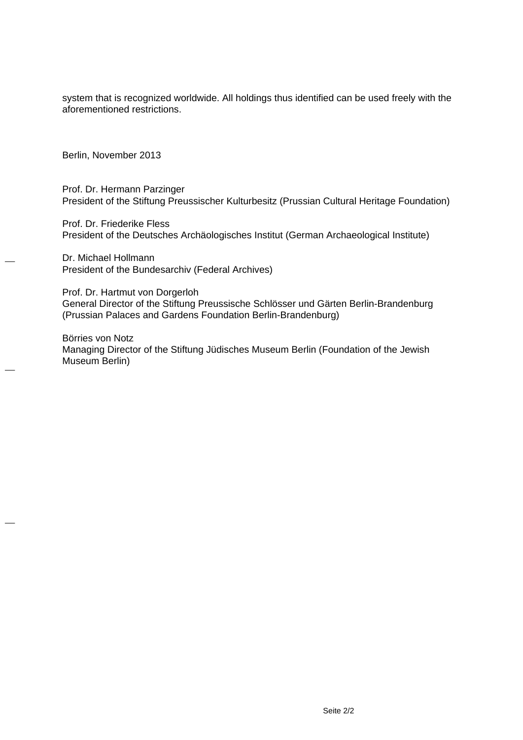system that is recognized worldwide. All holdings thus identified can be used freely with the aforementioned restrictions.

Berlin, November 2013

Prof. Dr. Hermann Parzinger
President of the Stiftung Preussischer Kulturbesitz (Prussian Cultural Heritage Foundation)

Prof. Dr. Friederike Fless
President of the Deutsches Archäologisches Institut (German Archaeological Institute)

Dr. Michael Hollmann
President of the Bundesarchiv (Federal Archives)

Prof. Dr. Hartmut von Dorgerloh
General Director of the Stiftung Preussische Schlösser und Gärten Berlin-Brandenburg (Prussian Palaces and Gardens Foundation Berlin-Brandenburg)

Börries von Notz
Managing Director of the Stiftung Jüdisches Museum Berlin (Foundation of the Jewish Museum Berlin)